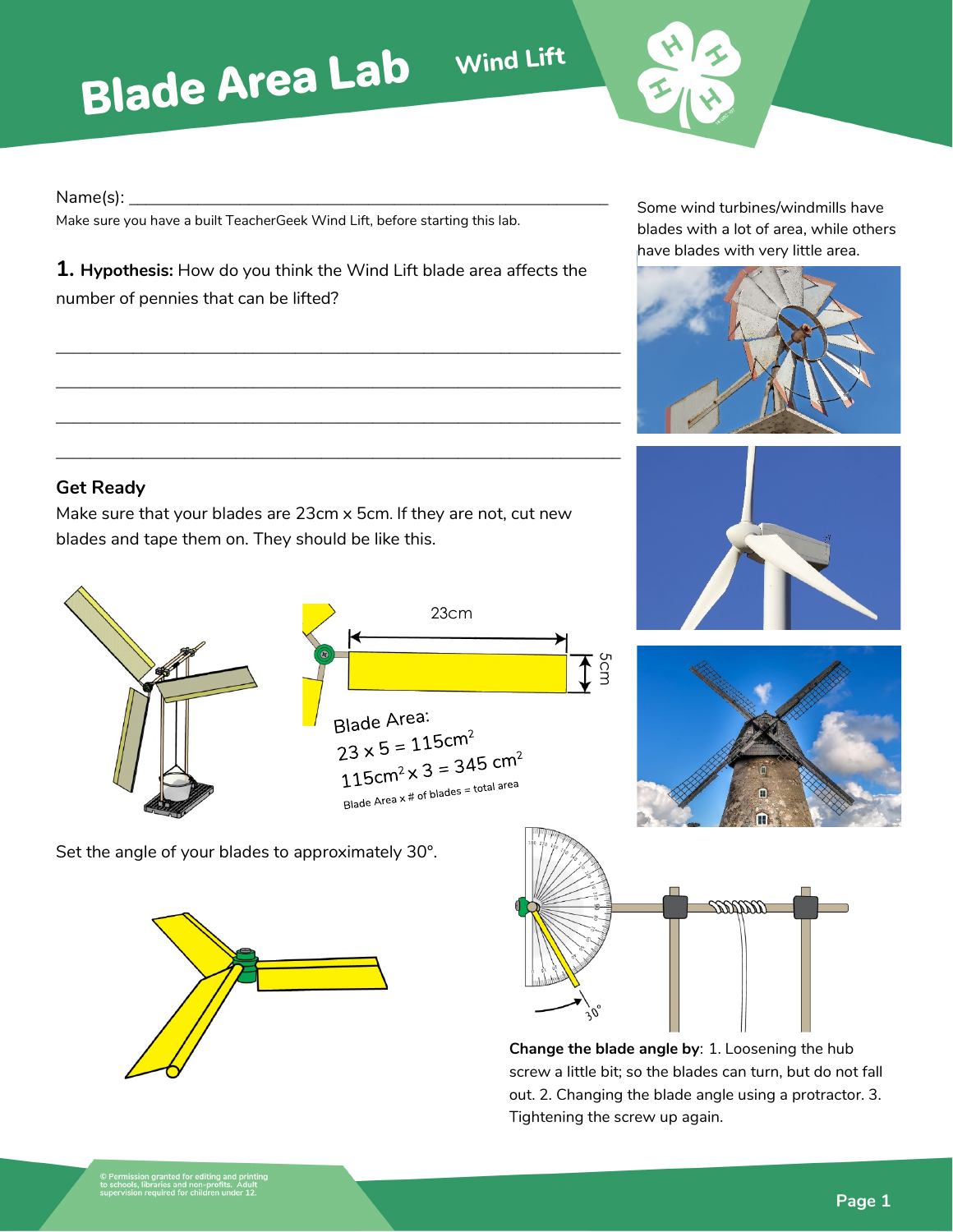# Blade Area Lab

## Wind Lift

Name(s): ___________________________________________________________

Make sure you have a built TeacherGeek Wind Lift, before starting this lab.

**1. Hypothesis:** How do you think the Wind Lift blade area affects the number of pennies that can be lifted?

_______________________________________________________________________

_______________________________________________________________________

_______________________________________________________________________

_______________________________________________________________________

Some wind turbines/windmills have blades with a lot of area, while others have blades with very little area.

### Get Ready

Make sure that your blades are 23cm x 5cm. If they are not, cut new blades and tape them on. They should be like this.

23cm

5cm

Blade Area:

$23 \times 5 = 115\text{cm}^2$

$115\text{cm}^2 \times 3 = 345\text{ cm}^2$

Blade Area x # of blades = total area

Set the angle of your blades to approximately 30°.

30°

**Change the blade angle by**: 1. Loosening the hub screw a little bit; so the blades can turn, but do not fall out. 2. Changing the blade angle using a protractor. 3. Tightening the screw up again.

© Permission granted for editing and printing to schools, libraries and non-profits. Adult supervision required for children under 12.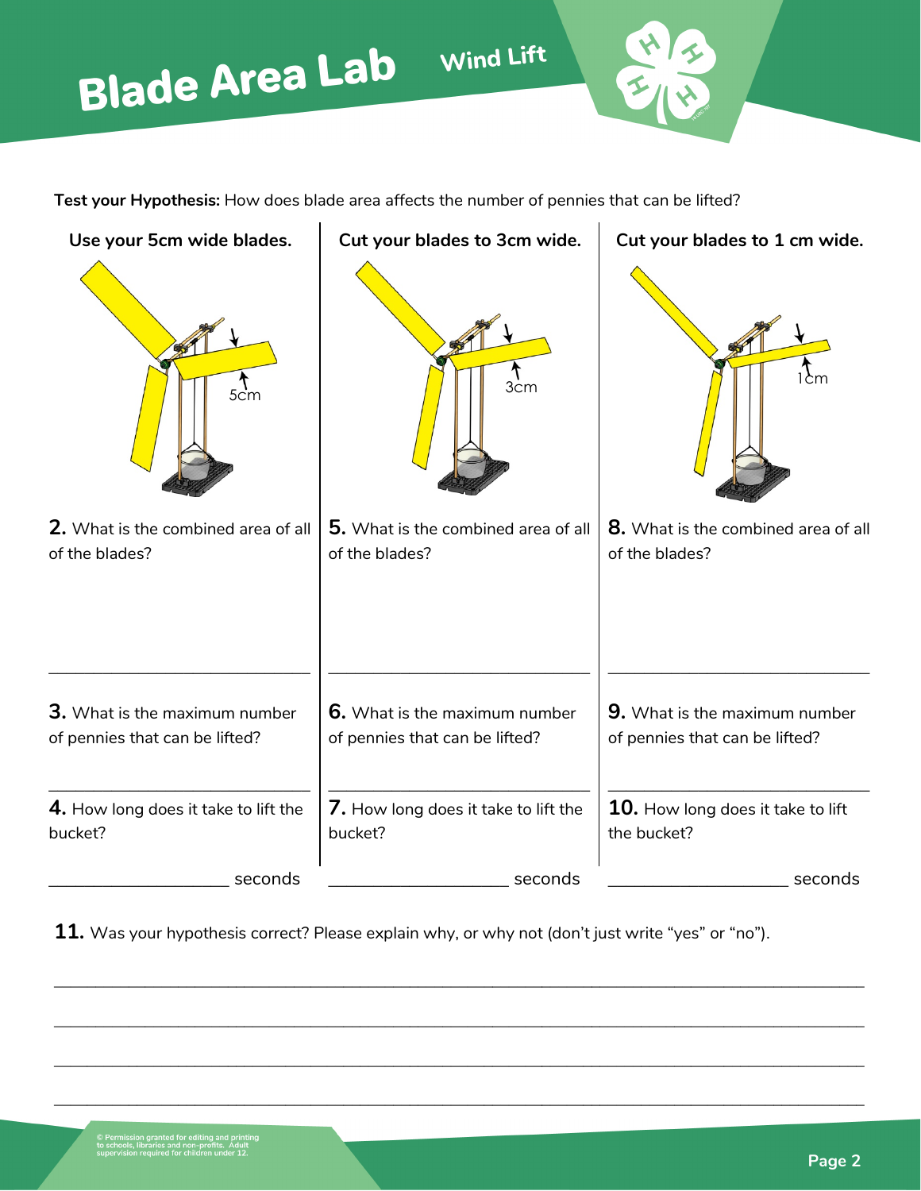# Blade Area Lab

## Wind Lift

**Test your Hypothesis:** How does blade area affects the number of pennies that can be lifted?

**Use your 5cm wide blades.**

5cm

**2.** What is the combined area of all of the blades?

______________________________

**3.** What is the maximum number of pennies that can be lifted?

______________________________

**4.** How long does it take to lift the bucket?

____________________ seconds

**Cut your blades to 3cm wide.**

3cm

**5.** What is the combined area of all of the blades?

______________________________

**6.** What is the maximum number of pennies that can be lifted?

______________________________

**7.** How long does it take to lift the bucket?

____________________ seconds

**Cut your blades to 1 cm wide.**

1cm

**8.** What is the combined area of all of the blades?

______________________________

**9.** What is the maximum number of pennies that can be lifted?

______________________________

**10.** How long does it take to lift the bucket?

____________________ seconds

**11.** Was your hypothesis correct? Please explain why, or why not (don't just write "yes" or "no").

______________________________________________________________________________

______________________________________________________________________________

______________________________________________________________________________

______________________________________________________________________________

© Permission granted for editing and printing to schools, libraries and non-profits. Adult supervision required for children under 12.